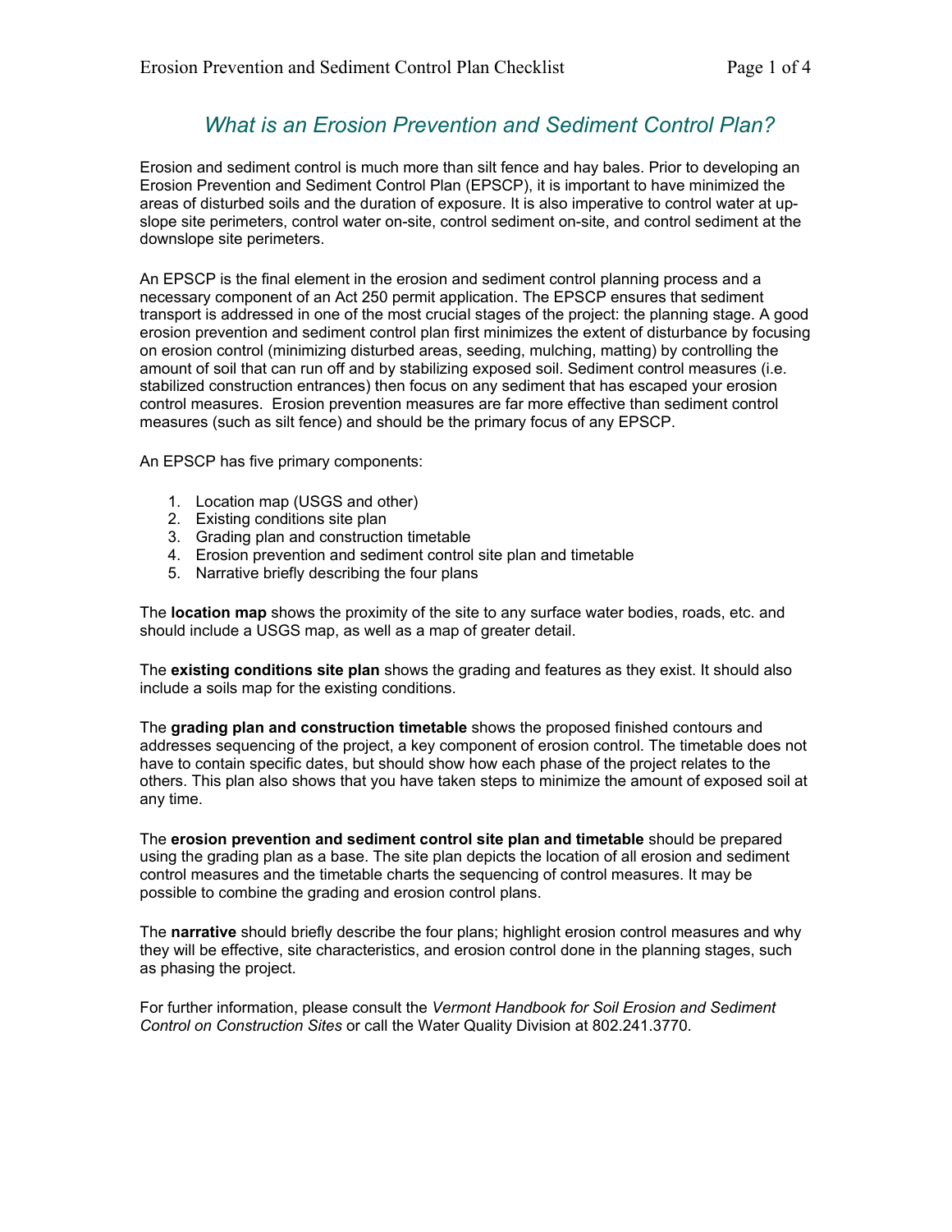# *What is an Erosion Prevention and Sediment Control Plan?*

Erosion and sediment control is much more than silt fence and hay bales. Prior to developing an Erosion Prevention and Sediment Control Plan (EPSCP), it is important to have minimized the areas of disturbed soils and the duration of exposure. It is also imperative to control water at up-slope site perimeters, control water on-site, control sediment on-site, and control sediment at the downslope site perimeters.

An EPSCP is the final element in the erosion and sediment control planning process and a necessary component of an Act 250 permit application. The EPSCP ensures that sediment transport is addressed in one of the most crucial stages of the project: the planning stage. A good erosion prevention and sediment control plan first minimizes the extent of disturbance by focusing on erosion control (minimizing disturbed areas, seeding, mulching, matting) by controlling the amount of soil that can run off and by stabilizing exposed soil. Sediment control measures (i.e. stabilized construction entrances) then focus on any sediment that has escaped your erosion control measures. Erosion prevention measures are far more effective than sediment control measures (such as silt fence) and should be the primary focus of any EPSCP.

An EPSCP has five primary components:

1. Location map (USGS and other)
2. Existing conditions site plan
3. Grading plan and construction timetable
4. Erosion prevention and sediment control site plan and timetable
5. Narrative briefly describing the four plans

The **location map** shows the proximity of the site to any surface water bodies, roads, etc. and should include a USGS map, as well as a map of greater detail.

The **existing conditions site plan** shows the grading and features as they exist. It should also include a soils map for the existing conditions.

The **grading plan and construction timetable** shows the proposed finished contours and addresses sequencing of the project, a key component of erosion control. The timetable does not have to contain specific dates, but should show how each phase of the project relates to the others. This plan also shows that you have taken steps to minimize the amount of exposed soil at any time.

The **erosion prevention and sediment control site plan and timetable** should be prepared using the grading plan as a base. The site plan depicts the location of all erosion and sediment control measures and the timetable charts the sequencing of control measures. It may be possible to combine the grading and erosion control plans.

The **narrative** should briefly describe the four plans; highlight erosion control measures and why they will be effective, site characteristics, and erosion control done in the planning stages, such as phasing the project.

For further information, please consult the *Vermont Handbook for Soil Erosion and Sediment Control on Construction Sites* or call the Water Quality Division at 802.241.3770.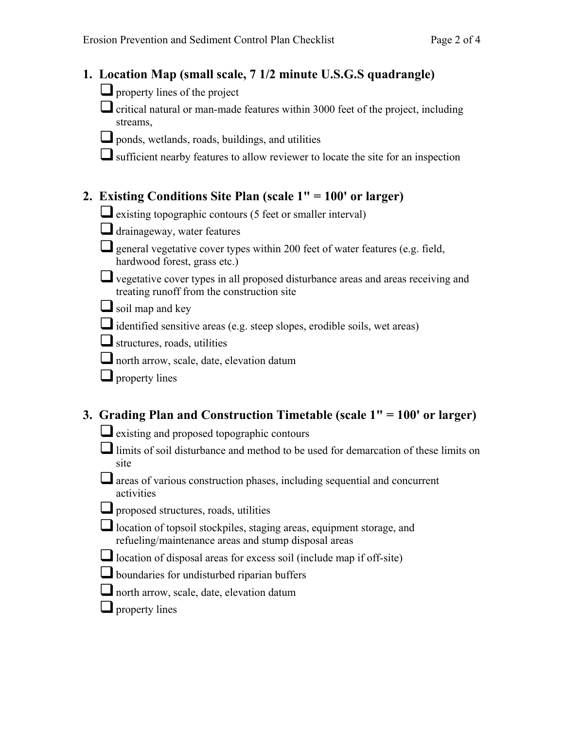## 1. Location Map (small scale, 7 1/2 minute U.S.G.S quadrangle)

- ❑ property lines of the project
- ❑ critical natural or man-made features within 3000 feet of the project, including streams,
- ❑ ponds, wetlands, roads, buildings, and utilities
- ❑ sufficient nearby features to allow reviewer to locate the site for an inspection

## 2. Existing Conditions Site Plan (scale 1" = 100' or larger)

- ❑ existing topographic contours (5 feet or smaller interval)
- ❑ drainageway, water features
- ❑ general vegetative cover types within 200 feet of water features (e.g. field, hardwood forest, grass etc.)
- ❑ vegetative cover types in all proposed disturbance areas and areas receiving and treating runoff from the construction site
- ❑ soil map and key
- ❑ identified sensitive areas (e.g. steep slopes, erodible soils, wet areas)
- ❑ structures, roads, utilities
- ❑ north arrow, scale, date, elevation datum
- ❑ property lines

## 3. Grading Plan and Construction Timetable (scale 1" = 100' or larger)

- ❑ existing and proposed topographic contours
- ❑ limits of soil disturbance and method to be used for demarcation of these limits on site
- ❑ areas of various construction phases, including sequential and concurrent activities
- ❑ proposed structures, roads, utilities
- ❑ location of topsoil stockpiles, staging areas, equipment storage, and refueling/maintenance areas and stump disposal areas
- ❑ location of disposal areas for excess soil (include map if off-site)
- ❑ boundaries for undisturbed riparian buffers
- ❑ north arrow, scale, date, elevation datum
- ❑ property lines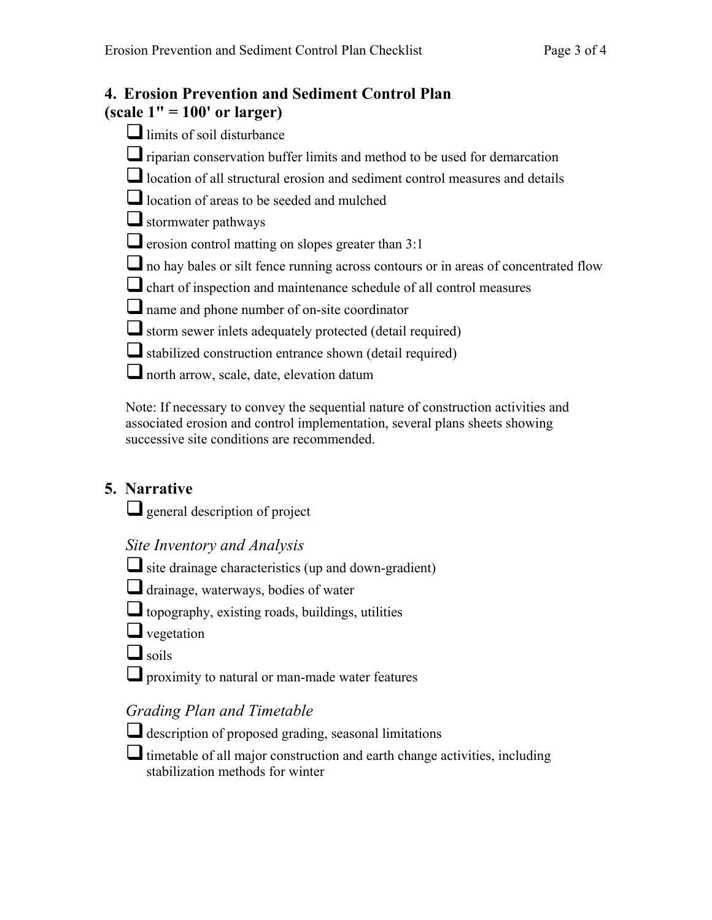## 4. Erosion Prevention and Sediment Control Plan (scale 1" = 100' or larger)

- ☐ limits of soil disturbance
- ☐ riparian conservation buffer limits and method to be used for demarcation
- ☐ location of all structural erosion and sediment control measures and details
- ☐ location of areas to be seeded and mulched
- ☐ stormwater pathways
- ☐ erosion control matting on slopes greater than 3:1
- ☐ no hay bales or silt fence running across contours or in areas of concentrated flow
- ☐ chart of inspection and maintenance schedule of all control measures
- ☐ name and phone number of on-site coordinator
- ☐ storm sewer inlets adequately protected (detail required)
- ☐ stabilized construction entrance shown (detail required)
- ☐ north arrow, scale, date, elevation datum

Note: If necessary to convey the sequential nature of construction activities and associated erosion and control implementation, several plans sheets showing successive site conditions are recommended.

## 5. Narrative

- ☐ general description of project

### *Site Inventory and Analysis*

- ☐ site drainage characteristics (up and down-gradient)
- ☐ drainage, waterways, bodies of water
- ☐ topography, existing roads, buildings, utilities
- ☐ vegetation
- ☐ soils
- ☐ proximity to natural or man-made water features

### *Grading Plan and Timetable*

- ☐ description of proposed grading, seasonal limitations
- ☐ timetable of all major construction and earth change activities, including stabilization methods for winter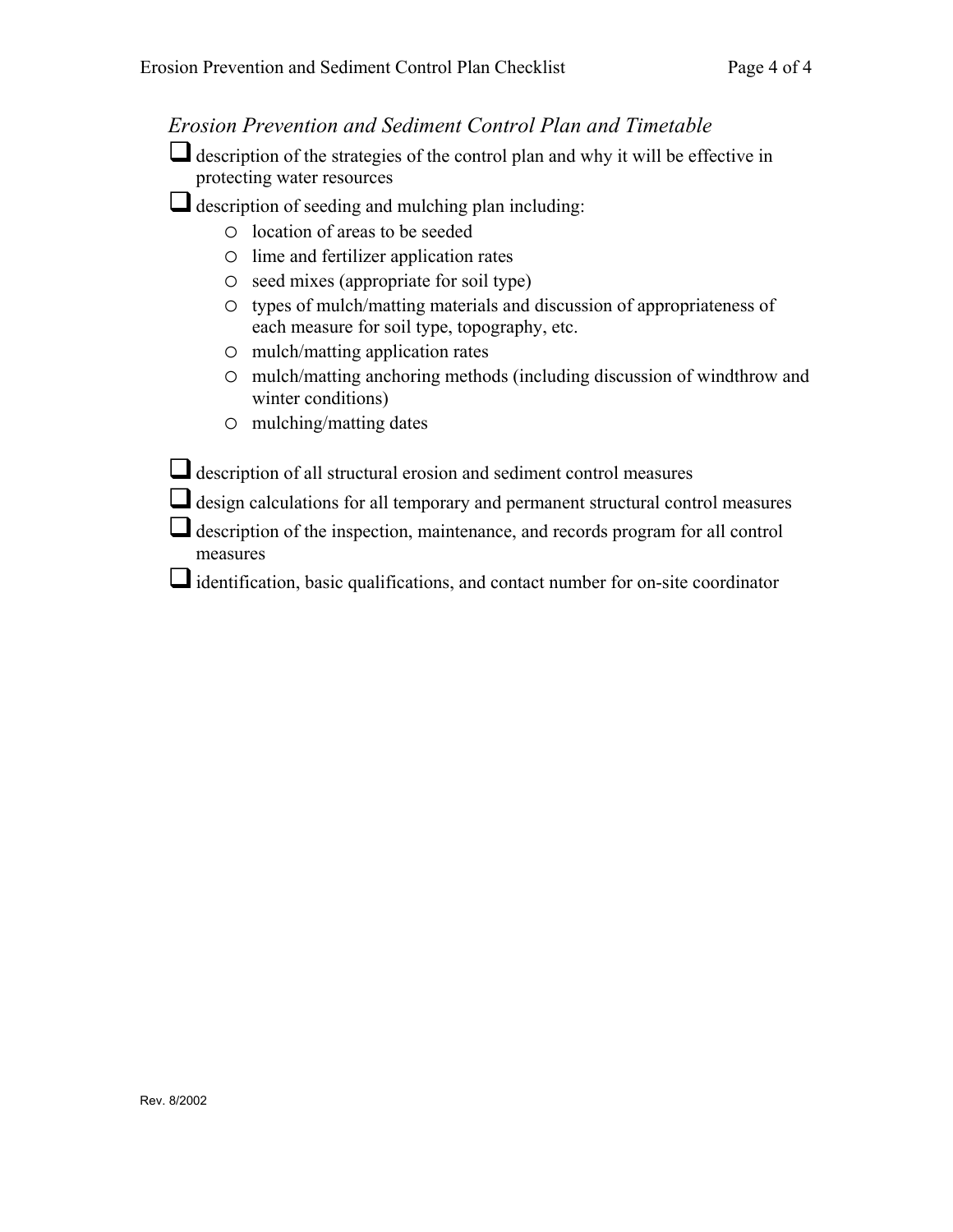*Erosion Prevention and Sediment Control Plan and Timetable*

- ☐ description of the strategies of the control plan and why it will be effective in protecting water resources
- ☐ description of seeding and mulching plan including:
    - location of areas to be seeded
    - lime and fertilizer application rates
    - seed mixes (appropriate for soil type)
    - types of mulch/matting materials and discussion of appropriateness of each measure for soil type, topography, etc.
    - mulch/matting application rates
    - mulch/matting anchoring methods (including discussion of windthrow and winter conditions)
    - mulching/matting dates
- ☐ description of all structural erosion and sediment control measures
- ☐ design calculations for all temporary and permanent structural control measures
- ☐ description of the inspection, maintenance, and records program for all control measures
- ☐ identification, basic qualifications, and contact number for on-site coordinator

Rev. 8/2002